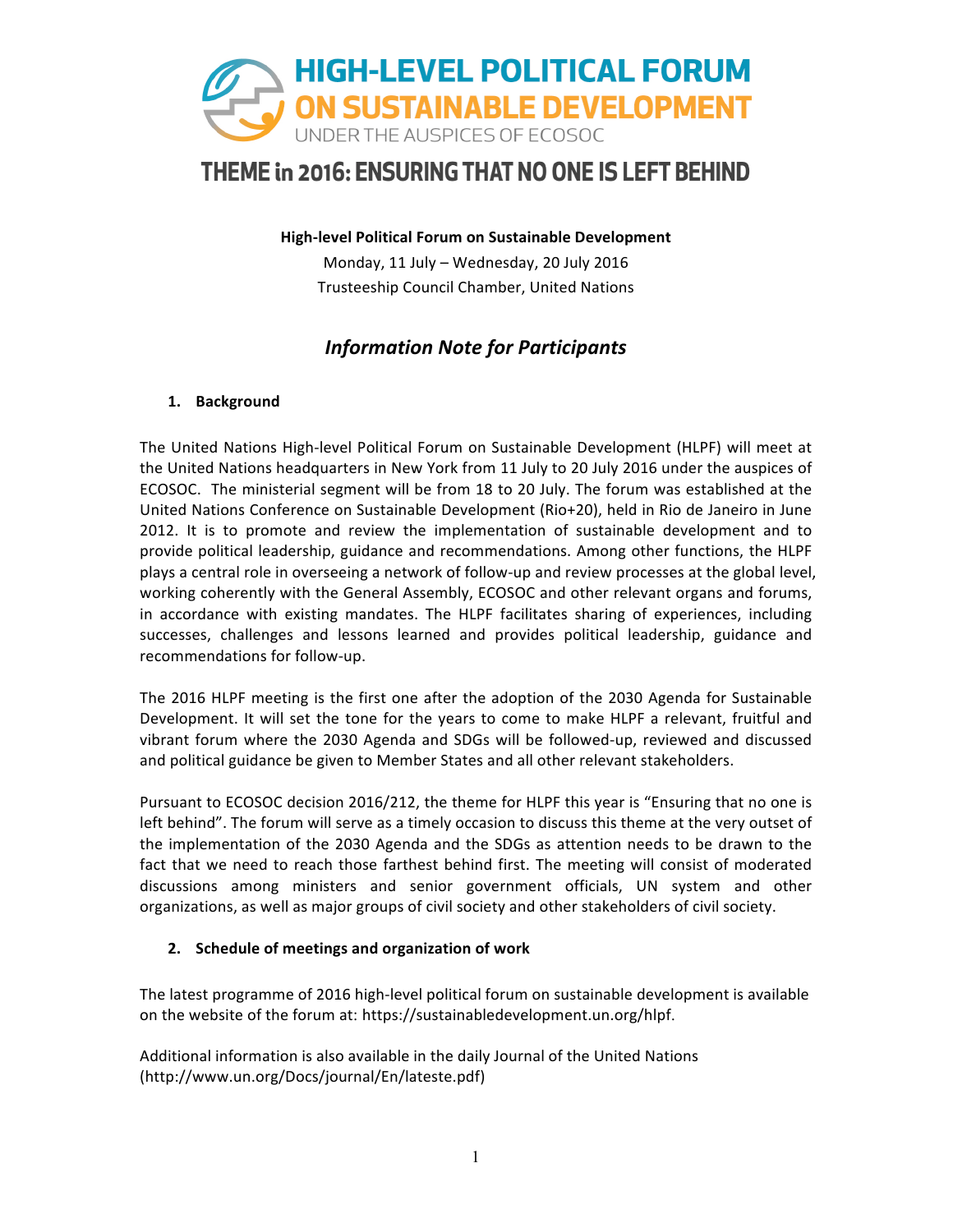# HIGH-LEVEL POLITICAL FORUM ON SUSTAINABLE DEVELOPMENT

UNDER THE AUSPICES OF ECOSOC

## THEME in 2016: ENSURING THAT NO ONE IS LEFT BEHIND

**High-level Political Forum on Sustainable Development**

Monday, 11 July – Wednesday, 20 July 2016

Trusteeship Council Chamber, United Nations

## *Information Note for Participants*

### 1. Background

The United Nations High-level Political Forum on Sustainable Development (HLPF) will meet at the United Nations headquarters in New York from 11 July to 20 July 2016 under the auspices of ECOSOC. The ministerial segment will be from 18 to 20 July. The forum was established at the United Nations Conference on Sustainable Development (Rio+20), held in Rio de Janeiro in June 2012. It is to promote and review the implementation of sustainable development and to provide political leadership, guidance and recommendations. Among other functions, the HLPF plays a central role in overseeing a network of follow-up and review processes at the global level, working coherently with the General Assembly, ECOSOC and other relevant organs and forums, in accordance with existing mandates. The HLPF facilitates sharing of experiences, including successes, challenges and lessons learned and provides political leadership, guidance and recommendations for follow-up.

The 2016 HLPF meeting is the first one after the adoption of the 2030 Agenda for Sustainable Development. It will set the tone for the years to come to make HLPF a relevant, fruitful and vibrant forum where the 2030 Agenda and SDGs will be followed-up, reviewed and discussed and political guidance be given to Member States and all other relevant stakeholders.

Pursuant to ECOSOC decision 2016/212, the theme for HLPF this year is "Ensuring that no one is left behind". The forum will serve as a timely occasion to discuss this theme at the very outset of the implementation of the 2030 Agenda and the SDGs as attention needs to be drawn to the fact that we need to reach those farthest behind first. The meeting will consist of moderated discussions among ministers and senior government officials, UN system and other organizations, as well as major groups of civil society and other stakeholders of civil society.

### 2. Schedule of meetings and organization of work

The latest programme of 2016 high-level political forum on sustainable development is available on the website of the forum at: https://sustainabledevelopment.un.org/hlpf.

Additional information is also available in the daily Journal of the United Nations (http://www.un.org/Docs/journal/En/lateste.pdf)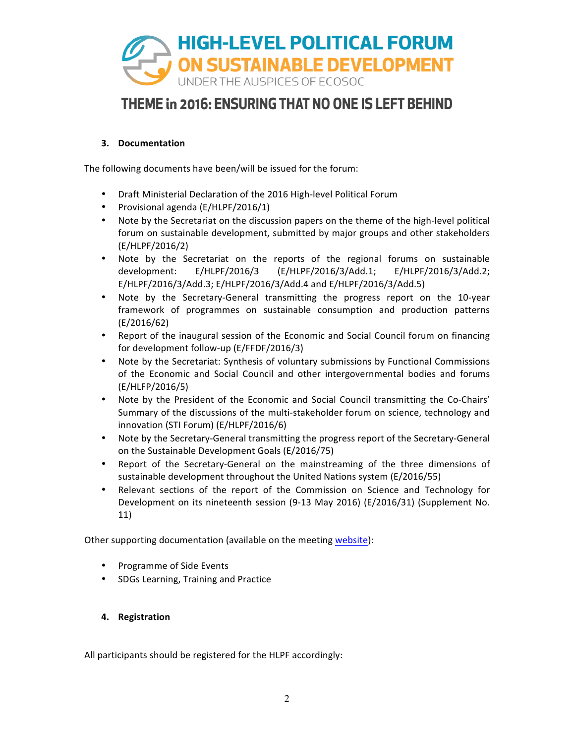# HIGH-LEVEL POLITICAL FORUM ON SUSTAINABLE DEVELOPMENT

UNDER THE AUSPICES OF ECOSOC

## THEME in 2016: ENSURING THAT NO ONE IS LEFT BEHIND

### 3. Documentation

The following documents have been/will be issued for the forum:

- Draft Ministerial Declaration of the 2016 High-level Political Forum
- Provisional agenda (E/HLPF/2016/1)
- Note by the Secretariat on the discussion papers on the theme of the high-level political forum on sustainable development, submitted by major groups and other stakeholders (E/HLPF/2016/2)
- Note by the Secretariat on the reports of the regional forums on sustainable development: E/HLPF/2016/3 (E/HLPF/2016/3/Add.1; E/HLPF/2016/3/Add.2; E/HLPF/2016/3/Add.3; E/HLPF/2016/3/Add.4 and E/HLPF/2016/3/Add.5)
- Note by the Secretary-General transmitting the progress report on the 10-year framework of programmes on sustainable consumption and production patterns (E/2016/62)
- Report of the inaugural session of the Economic and Social Council forum on financing for development follow-up (E/FFDF/2016/3)
- Note by the Secretariat: Synthesis of voluntary submissions by Functional Commissions of the Economic and Social Council and other intergovernmental bodies and forums (E/HLFP/2016/5)
- Note by the President of the Economic and Social Council transmitting the Co-Chairs' Summary of the discussions of the multi-stakeholder forum on science, technology and innovation (STI Forum) (E/HLPF/2016/6)
- Note by the Secretary-General transmitting the progress report of the Secretary-General on the Sustainable Development Goals (E/2016/75)
- Report of the Secretary-General on the mainstreaming of the three dimensions of sustainable development throughout the United Nations system (E/2016/55)
- Relevant sections of the report of the Commission on Science and Technology for Development on its nineteenth session (9-13 May 2016) (E/2016/31) (Supplement No. 11)

Other supporting documentation (available on the meeting website):

- Programme of Side Events
- SDGs Learning, Training and Practice

### 4. Registration

All participants should be registered for the HLPF accordingly: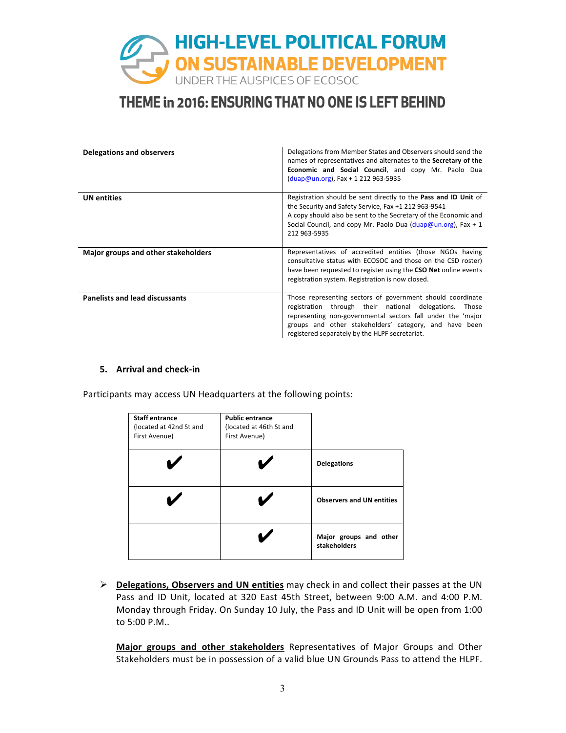| | |
|---|---|
| **Delegations and observers** | Delegations from Member States and Observers should send the names of representatives and alternates to the **Secretary of the Economic and Social Council**, and copy Mr. Paolo Dua (duap@un.org), Fax + 1 212 963-5935 |
| **UN entities** | Registration should be sent directly to the **Pass and ID Unit** of the Security and Safety Service, Fax +1 212 963-9541<br>A copy should also be sent to the Secretary of the Economic and Social Council, and copy Mr. Paolo Dua (duap@un.org), Fax + 1 212 963-5935 |
| **Major groups and other stakeholders** | Representatives of accredited entities (those NGOs having consultative status with ECOSOC and those on the CSD roster) have been requested to register using the **CSO Net** online events registration system. Registration is now closed. |
| **Panelists and lead discussants** | Those representing sectors of government should coordinate registration through their national delegations. Those representing non-governmental sectors fall under the 'major groups and other stakeholders' category, and have been registered separately by the HLPF secretariat. |

### 5. Arrival and check-in

Participants may access UN Headquarters at the following points:

| **Staff entrance** (located at 42nd St and First Avenue) | **Public entrance** (located at 46th St and First Avenue) | |
|---|---|---|
| ✔ | ✔ | **Delegations** |
| ✔ | ✔ | **Observers and UN entities** |
| | ✔ | **Major groups and other stakeholders** |

➢ **<u>Delegations, Observers and UN entities</u>** may check in and collect their passes at the UN Pass and ID Unit, located at 320 East 45th Street, between 9:00 A.M. and 4:00 P.M. Monday through Friday. On Sunday 10 July, the Pass and ID Unit will be open from 1:00 to 5:00 P.M..

**<u>Major groups and other stakeholders</u>** Representatives of Major Groups and Other Stakeholders must be in possession of a valid blue UN Grounds Pass to attend the HLPF.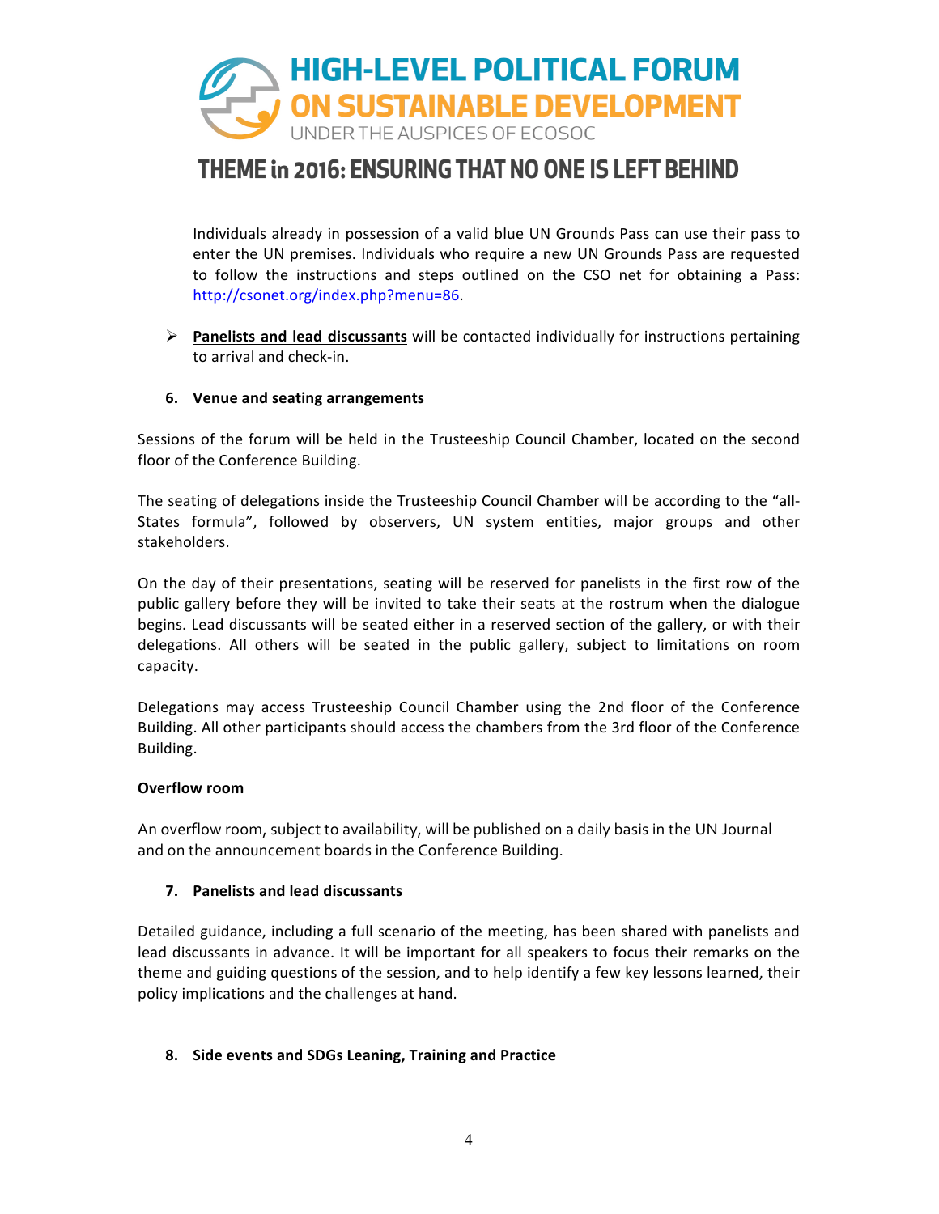Individuals already in possession of a valid blue UN Grounds Pass can use their pass to enter the UN premises. Individuals who require a new UN Grounds Pass are requested to follow the instructions and steps outlined on the CSO net for obtaining a Pass: http://csonet.org/index.php?menu=86.

- **Panelists and lead discussants** will be contacted individually for instructions pertaining to arrival and check-in.

**6. Venue and seating arrangements**

Sessions of the forum will be held in the Trusteeship Council Chamber, located on the second floor of the Conference Building.

The seating of delegations inside the Trusteeship Council Chamber will be according to the "all-States formula", followed by observers, UN system entities, major groups and other stakeholders.

On the day of their presentations, seating will be reserved for panelists in the first row of the public gallery before they will be invited to take their seats at the rostrum when the dialogue begins. Lead discussants will be seated either in a reserved section of the gallery, or with their delegations. All others will be seated in the public gallery, subject to limitations on room capacity.

Delegations may access Trusteeship Council Chamber using the 2nd floor of the Conference Building. All other participants should access the chambers from the 3rd floor of the Conference Building.

**Overflow room**

An overflow room, subject to availability, will be published on a daily basis in the UN Journal and on the announcement boards in the Conference Building.

**7. Panelists and lead discussants**

Detailed guidance, including a full scenario of the meeting, has been shared with panelists and lead discussants in advance. It will be important for all speakers to focus their remarks on the theme and guiding questions of the session, and to help identify a few key lessons learned, their policy implications and the challenges at hand.

**8. Side events and SDGs Leaning, Training and Practice**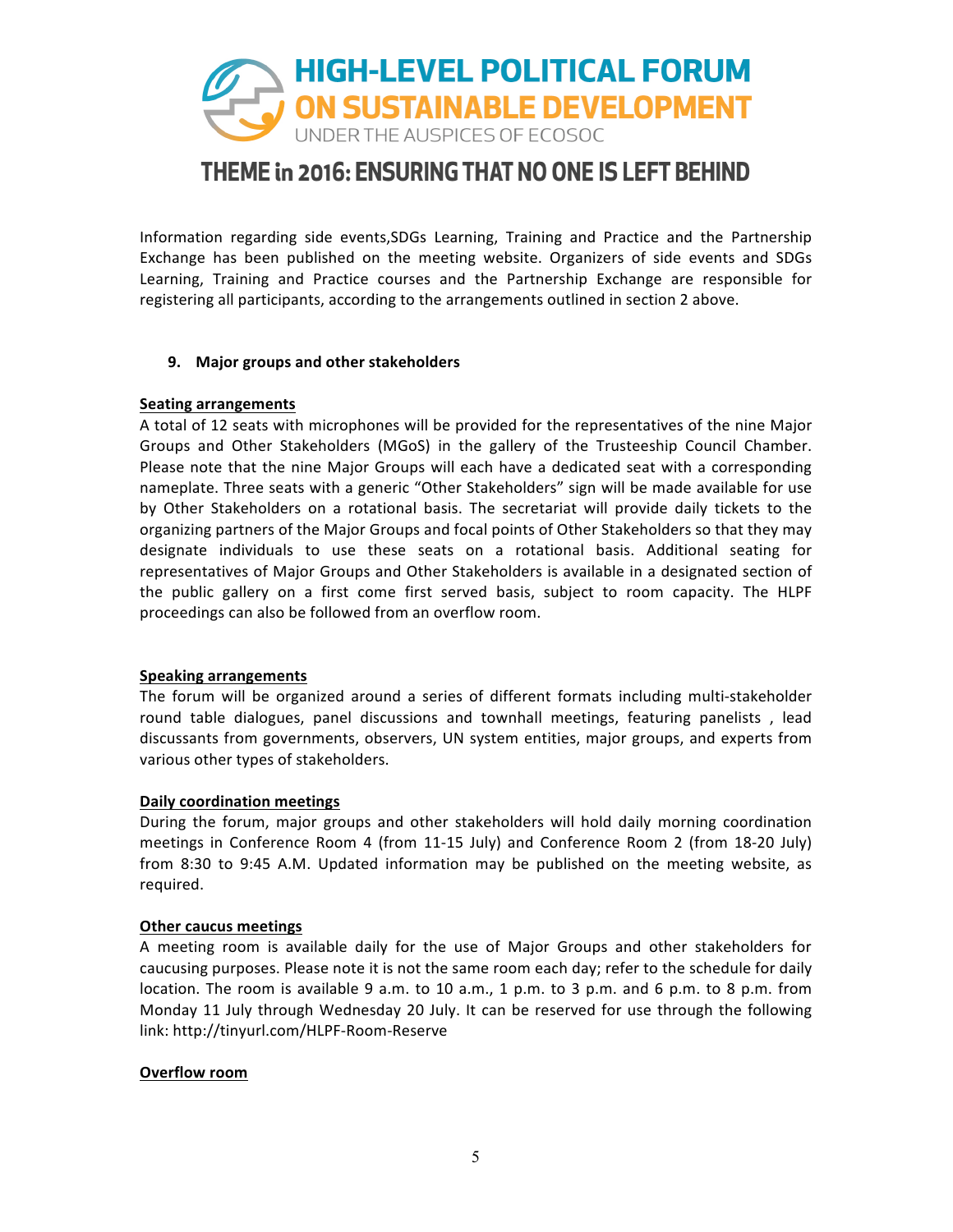Information regarding side events,SDGs Learning, Training and Practice and the Partnership Exchange has been published on the meeting website. Organizers of side events and SDGs Learning, Training and Practice courses and the Partnership Exchange are responsible for registering all participants, according to the arrangements outlined in section 2 above.

## 9. Major groups and other stakeholders

**Seating arrangements**

A total of 12 seats with microphones will be provided for the representatives of the nine Major Groups and Other Stakeholders (MGoS) in the gallery of the Trusteeship Council Chamber. Please note that the nine Major Groups will each have a dedicated seat with a corresponding nameplate. Three seats with a generic "Other Stakeholders" sign will be made available for use by Other Stakeholders on a rotational basis. The secretariat will provide daily tickets to the organizing partners of the Major Groups and focal points of Other Stakeholders so that they may designate individuals to use these seats on a rotational basis. Additional seating for representatives of Major Groups and Other Stakeholders is available in a designated section of the public gallery on a first come first served basis, subject to room capacity. The HLPF proceedings can also be followed from an overflow room.

**Speaking arrangements**

The forum will be organized around a series of different formats including multi-stakeholder round table dialogues, panel discussions and townhall meetings, featuring panelists , lead discussants from governments, observers, UN system entities, major groups, and experts from various other types of stakeholders.

**Daily coordination meetings**

During the forum, major groups and other stakeholders will hold daily morning coordination meetings in Conference Room 4 (from 11-15 July) and Conference Room 2 (from 18-20 July) from 8:30 to 9:45 A.M. Updated information may be published on the meeting website, as required.

**Other caucus meetings**

A meeting room is available daily for the use of Major Groups and other stakeholders for caucusing purposes. Please note it is not the same room each day; refer to the schedule for daily location. The room is available 9 a.m. to 10 a.m., 1 p.m. to 3 p.m. and 6 p.m. to 8 p.m. from Monday 11 July through Wednesday 20 July. It can be reserved for use through the following link: http://tinyurl.com/HLPF-Room-Reserve

**Overflow room**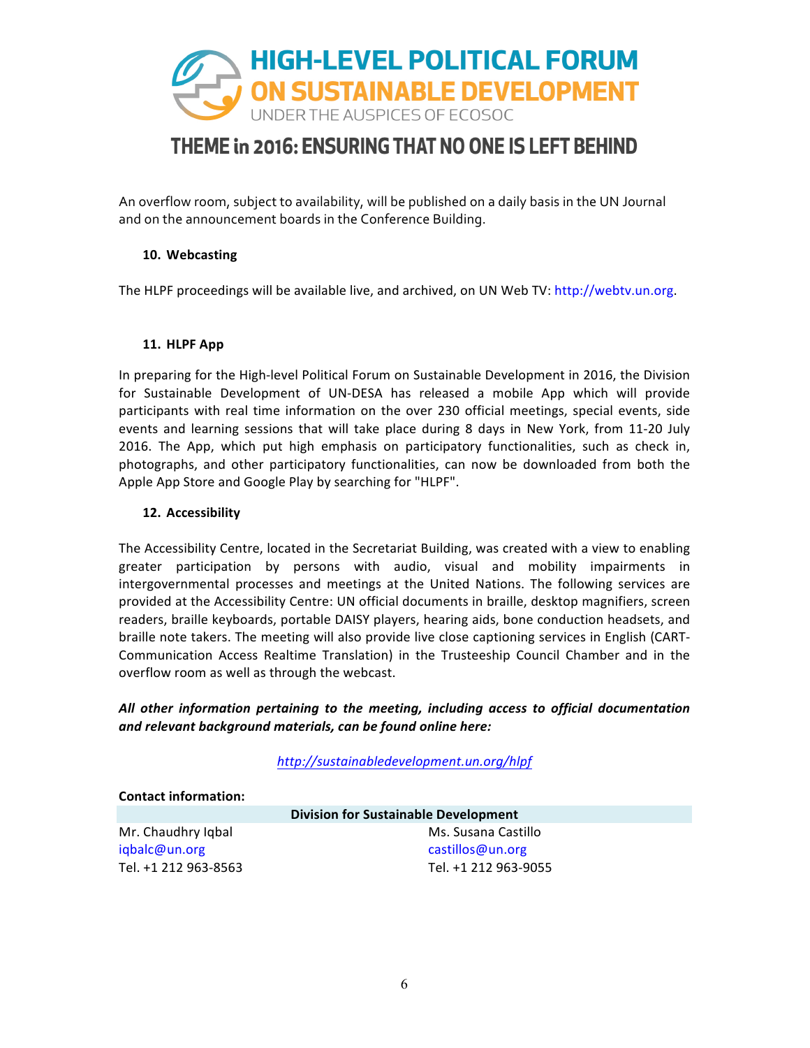# HIGH-LEVEL POLITICAL FORUM ON SUSTAINABLE DEVELOPMENT

UNDER THE AUSPICES OF ECOSOC

## THEME in 2016: ENSURING THAT NO ONE IS LEFT BEHIND

An overflow room, subject to availability, will be published on a daily basis in the UN Journal and on the announcement boards in the Conference Building.

### 10. Webcasting

The HLPF proceedings will be available live, and archived, on UN Web TV: http://webtv.un.org.

### 11. HLPF App

In preparing for the High-level Political Forum on Sustainable Development in 2016, the Division for Sustainable Development of UN-DESA has released a mobile App which will provide participants with real time information on the over 230 official meetings, special events, side events and learning sessions that will take place during 8 days in New York, from 11-20 July 2016. The App, which put high emphasis on participatory functionalities, such as check in, photographs, and other participatory functionalities, can now be downloaded from both the Apple App Store and Google Play by searching for "HLPF".

### 12. Accessibility

The Accessibility Centre, located in the Secretariat Building, was created with a view to enabling greater participation by persons with audio, visual and mobility impairments in intergovernmental processes and meetings at the United Nations. The following services are provided at the Accessibility Centre: UN official documents in braille, desktop magnifiers, screen readers, braille keyboards, portable DAISY players, hearing aids, bone conduction headsets, and braille note takers. The meeting will also provide live close captioning services in English (CART- Communication Access Realtime Translation) in the Trusteeship Council Chamber and in the overflow room as well as through the webcast.

***All other information pertaining to the meeting, including access to official documentation and relevant background materials, can be found online here:***

*http://sustainabledevelopment.un.org/hlpf*

**Contact information:**

| **Division for Sustainable Development** | |
|---|---|
| Mr. Chaudhry Iqbal | Ms. Susana Castillo |
| iqbalc@un.org | castillos@un.org |
| Tel. +1 212 963-8563 | Tel. +1 212 963-9055 |